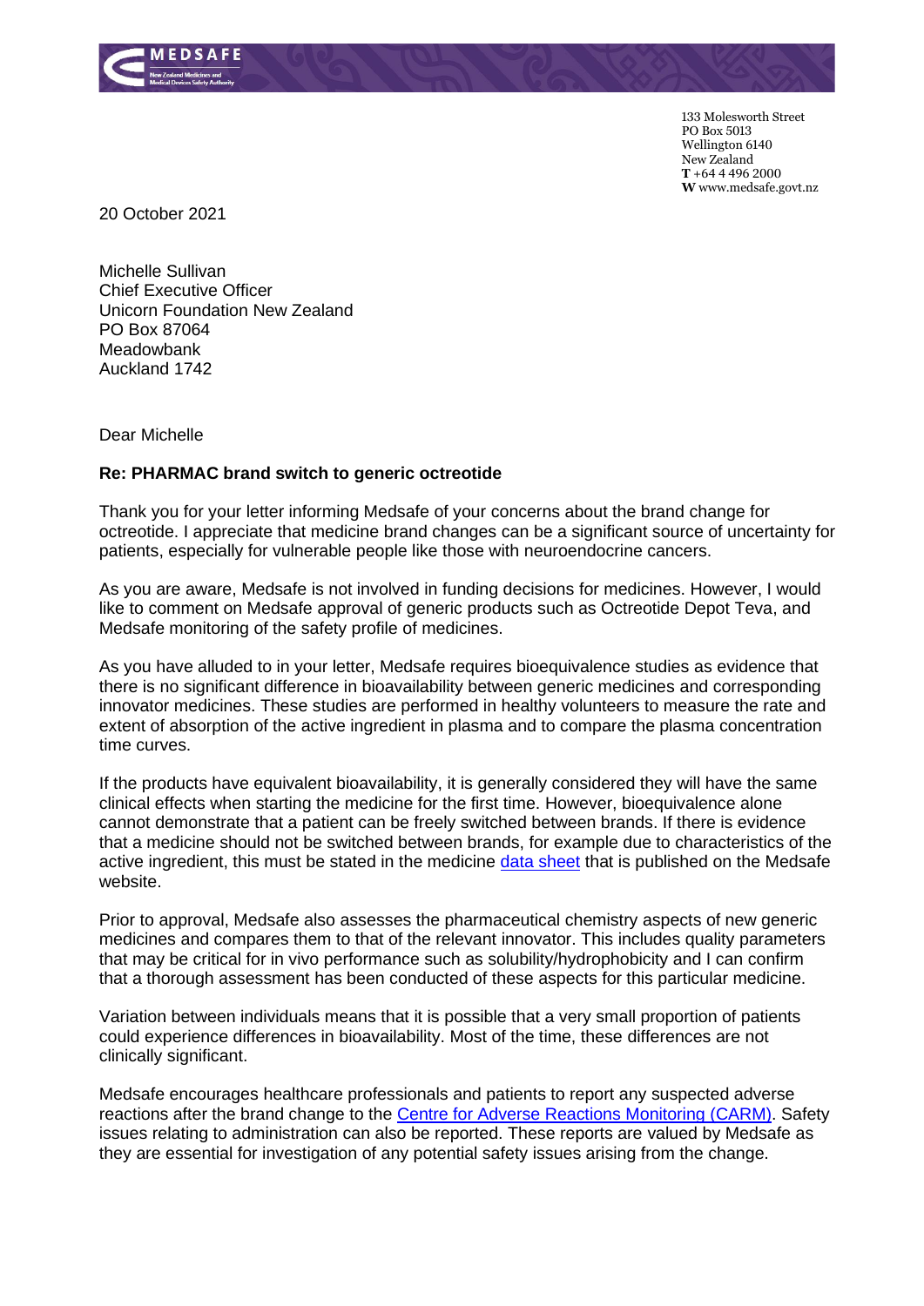133 Molesworth Street
PO Box 5013
Wellington 6140
New Zealand
**T** +64 4 496 2000
**W** www.medsafe.govt.nz

20 October 2021

Michelle Sullivan
Chief Executive Officer
Unicorn Foundation New Zealand
PO Box 87064
Meadowbank
Auckland 1742

Dear Michelle

**Re: PHARMAC brand switch to generic octreotide**

Thank you for your letter informing Medsafe of your concerns about the brand change for octreotide. I appreciate that medicine brand changes can be a significant source of uncertainty for patients, especially for vulnerable people like those with neuroendocrine cancers.

As you are aware, Medsafe is not involved in funding decisions for medicines. However, I would like to comment on Medsafe approval of generic products such as Octreotide Depot Teva, and Medsafe monitoring of the safety profile of medicines.

As you have alluded to in your letter, Medsafe requires bioequivalence studies as evidence that there is no significant difference in bioavailability between generic medicines and corresponding innovator medicines. These studies are performed in healthy volunteers to measure the rate and extent of absorption of the active ingredient in plasma and to compare the plasma concentration time curves.

If the products have equivalent bioavailability, it is generally considered they will have the same clinical effects when starting the medicine for the first time. However, bioequivalence alone cannot demonstrate that a patient can be freely switched between brands. If there is evidence that a medicine should not be switched between brands, for example due to characteristics of the active ingredient, this must be stated in the medicine data sheet that is published on the Medsafe website.

Prior to approval, Medsafe also assesses the pharmaceutical chemistry aspects of new generic medicines and compares them to that of the relevant innovator. This includes quality parameters that may be critical for in vivo performance such as solubility/hydrophobicity and I can confirm that a thorough assessment has been conducted of these aspects for this particular medicine.

Variation between individuals means that it is possible that a very small proportion of patients could experience differences in bioavailability. Most of the time, these differences are not clinically significant.

Medsafe encourages healthcare professionals and patients to report any suspected adverse reactions after the brand change to the Centre for Adverse Reactions Monitoring (CARM). Safety issues relating to administration can also be reported. These reports are valued by Medsafe as they are essential for investigation of any potential safety issues arising from the change.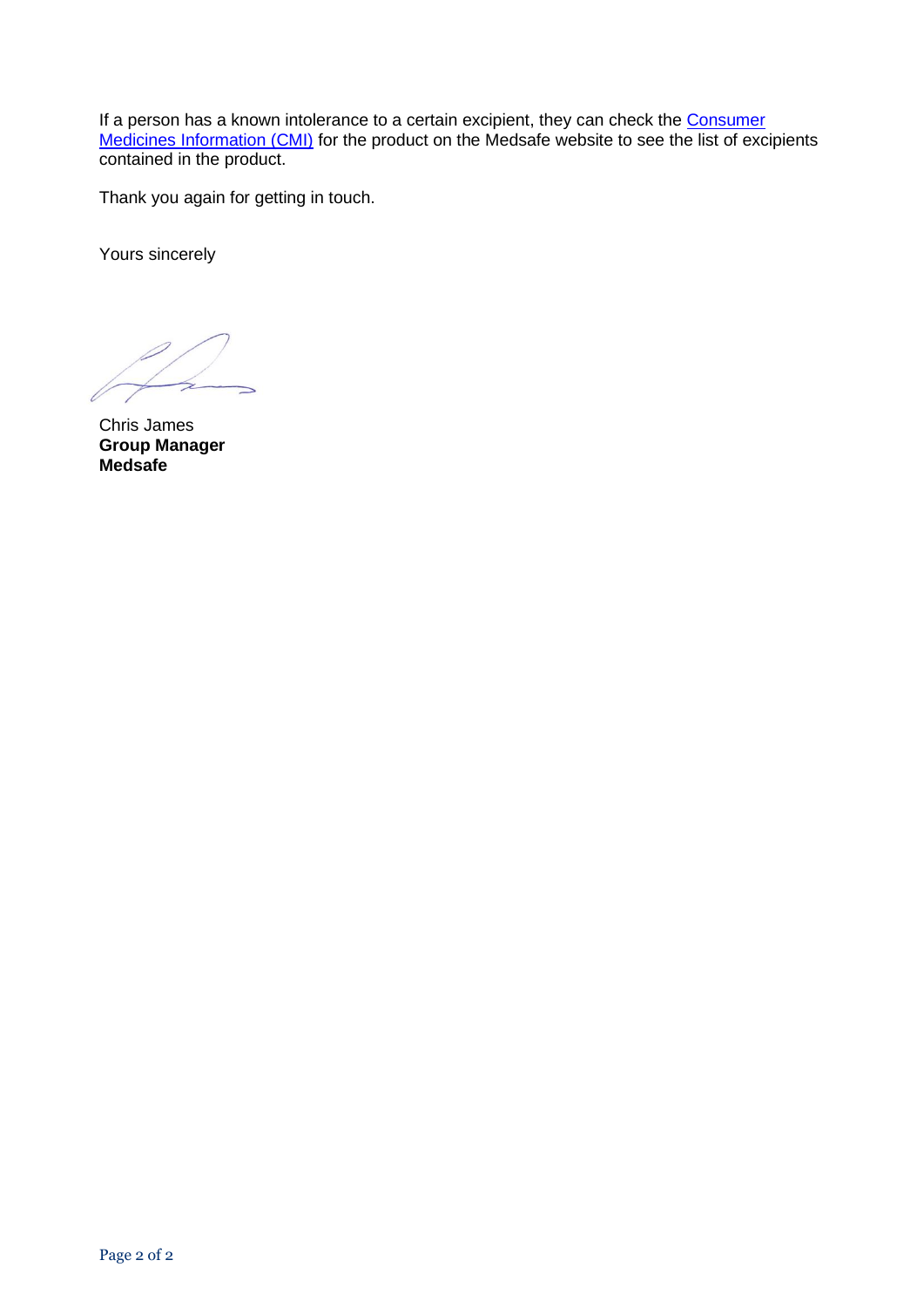If a person has a known intolerance to a certain excipient, they can check the [Consumer Medicines Information (CMI)] for the product on the Medsafe website to see the list of excipients contained in the product.

Thank you again for getting in touch.

Yours sincerely

Chris James
**Group Manager**
**Medsafe**